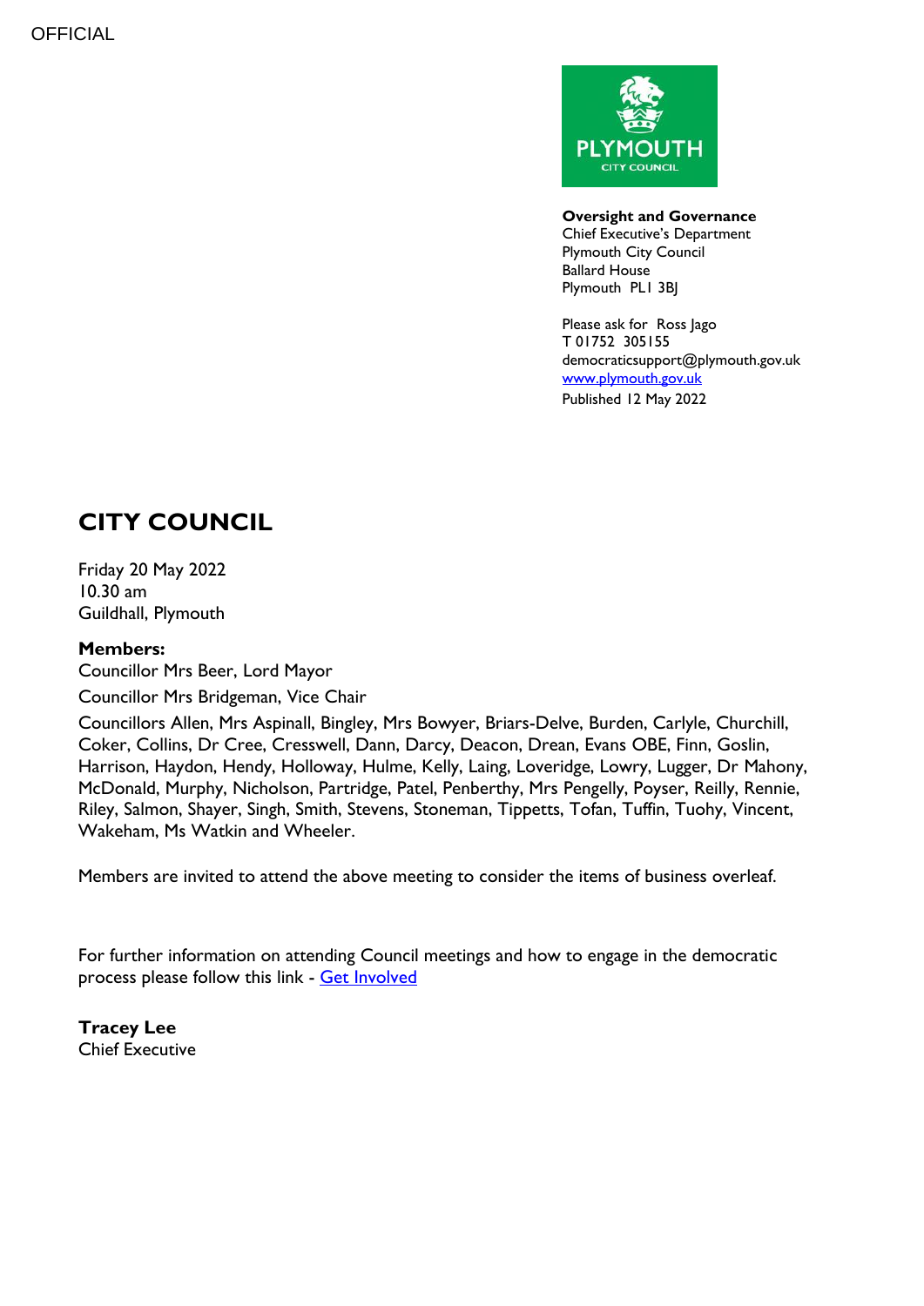OFFICIAL

**Oversight and Governance**
Chief Executive's Department
Plymouth City Council
Ballard House
Plymouth PL1 3BJ

Please ask for Ross Jago
T 01752 305155
democraticsupport@plymouth.gov.uk
[www.plymouth.gov.uk](http://www.plymouth.gov.uk)
Published 12 May 2022

# CITY COUNCIL

Friday 20 May 2022
10.30 am
Guildhall, Plymouth

**Members:**

Councillor Mrs Beer, Lord Mayor

Councillor Mrs Bridgeman, Vice Chair

Councillors Allen, Mrs Aspinall, Bingley, Mrs Bowyer, Briars-Delve, Burden, Carlyle, Churchill, Coker, Collins, Dr Cree, Cresswell, Dann, Darcy, Deacon, Drean, Evans OBE, Finn, Goslin, Harrison, Haydon, Hendy, Holloway, Hulme, Kelly, Laing, Loveridge, Lowry, Lugger, Dr Mahony, McDonald, Murphy, Nicholson, Partridge, Patel, Penberthy, Mrs Pengelly, Poyser, Reilly, Rennie, Riley, Salmon, Shayer, Singh, Smith, Stevens, Stoneman, Tippetts, Tofan, Tuffin, Tuohy, Vincent, Wakeham, Ms Watkin and Wheeler.

Members are invited to attend the above meeting to consider the items of business overleaf.

For further information on attending Council meetings and how to engage in the democratic process please follow this link - [Get Involved]

**Tracey Lee**
Chief Executive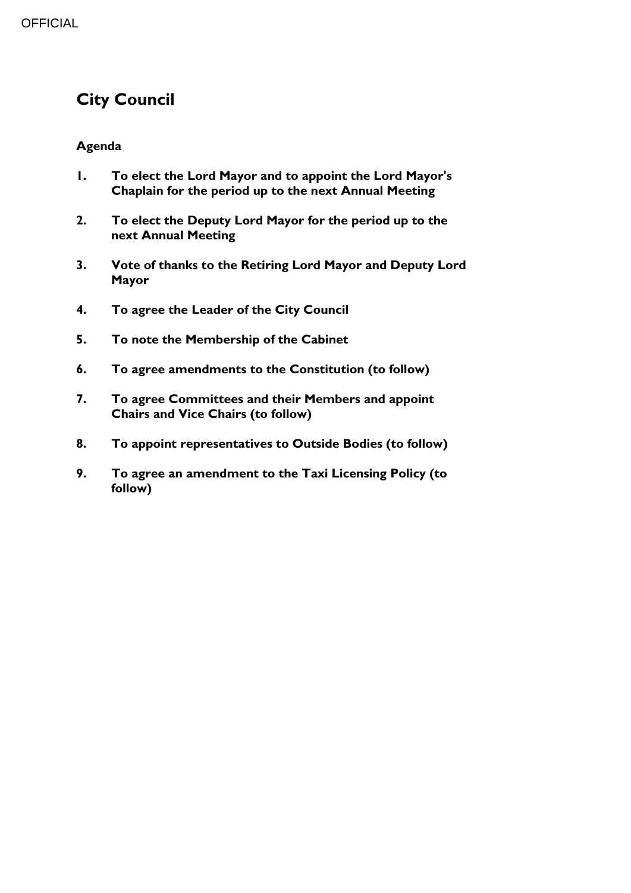# City Council

## Agenda

1. **To elect the Lord Mayor and to appoint the Lord Mayor's Chaplain for the period up to the next Annual Meeting**

2. **To elect the Deputy Lord Mayor for the period up to the next Annual Meeting**

3. **Vote of thanks to the Retiring Lord Mayor and Deputy Lord Mayor**

4. **To agree the Leader of the City Council**

5. **To note the Membership of the Cabinet**

6. **To agree amendments to the Constitution (to follow)**

7. **To agree Committees and their Members and appoint Chairs and Vice Chairs (to follow)**

8. **To appoint representatives to Outside Bodies (to follow)**

9. **To agree an amendment to the Taxi Licensing Policy (to follow)**